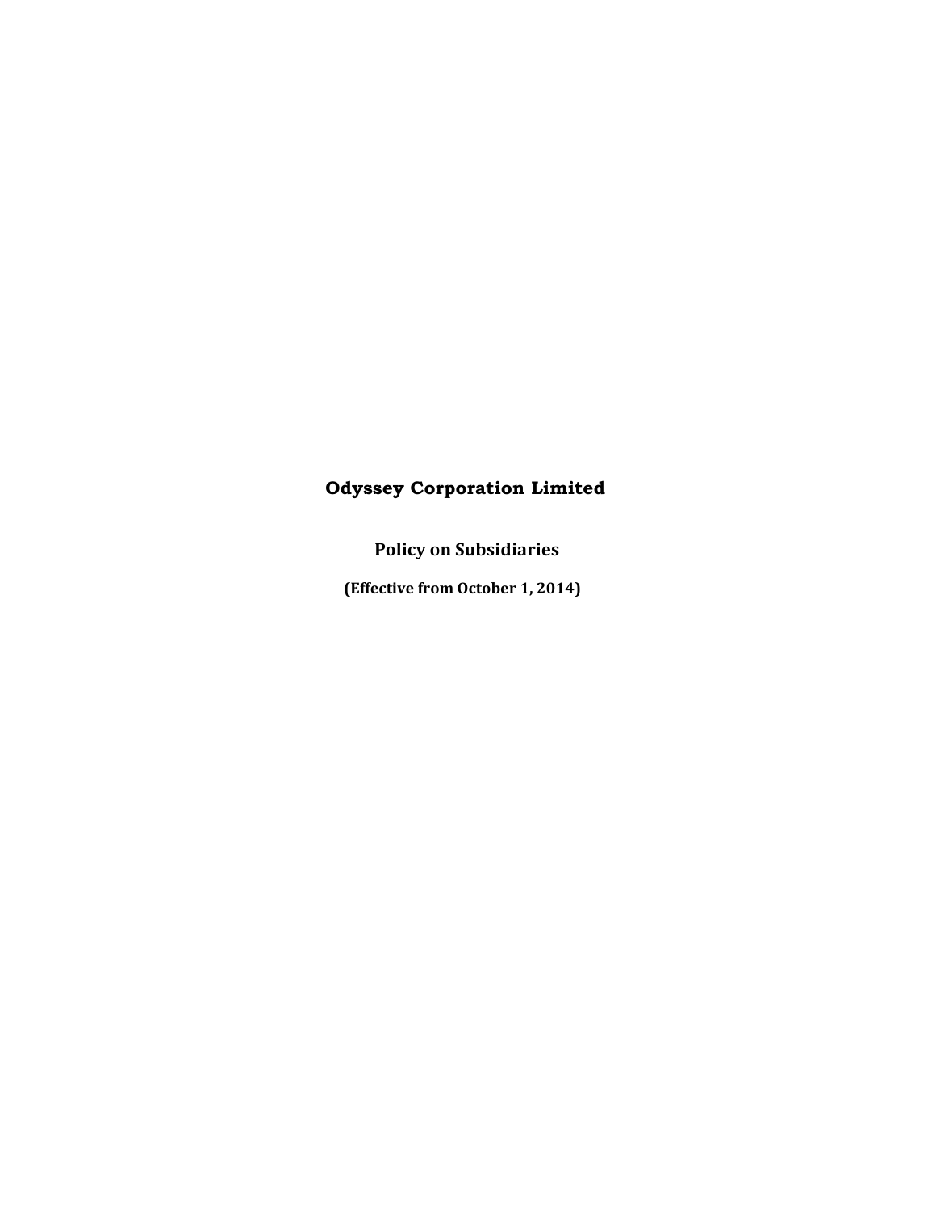# Odyssey Corporation Limited

## Policy on Subsidiaries

**(Effective from October 1, 2014)**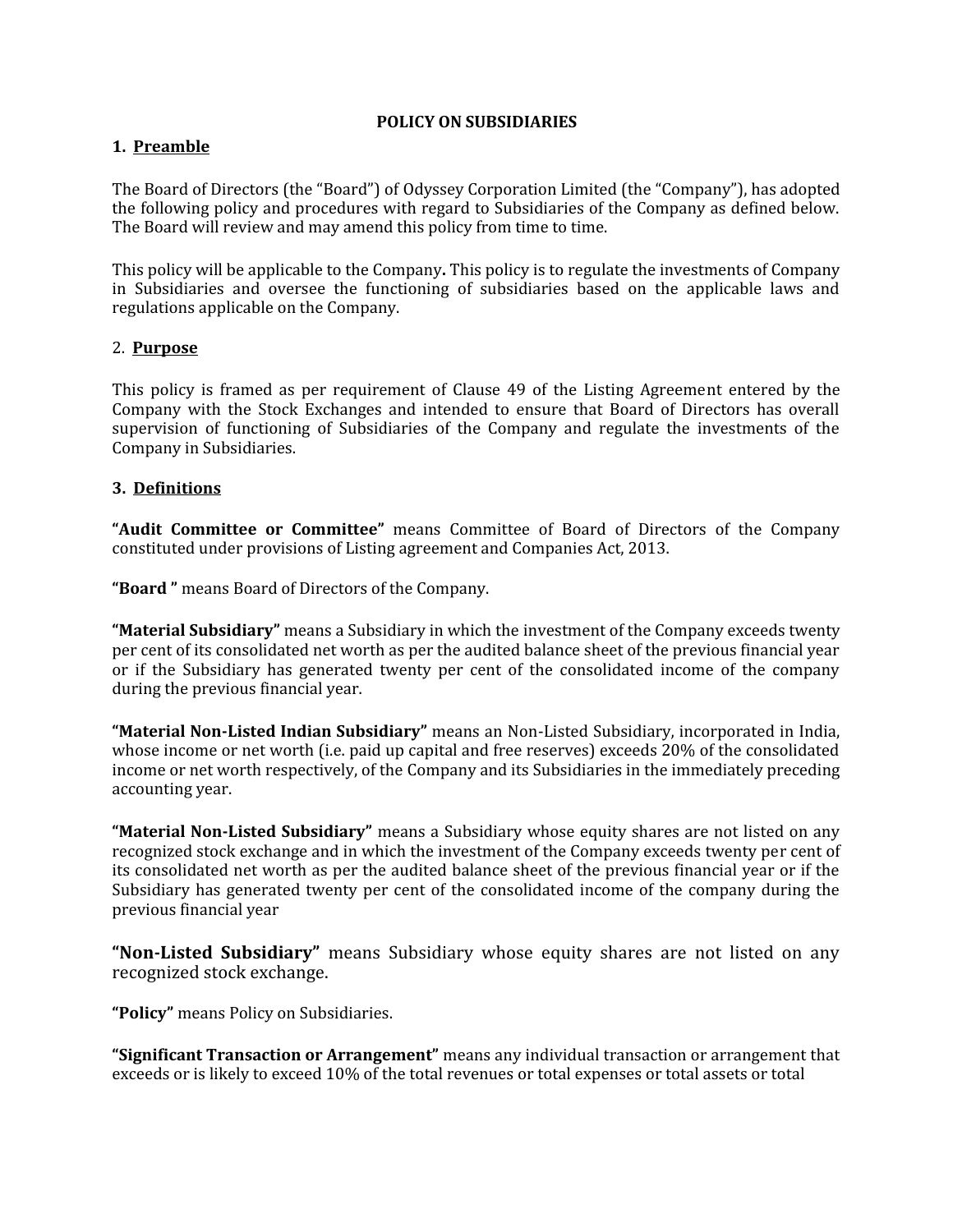# POLICY ON SUBSIDIARIES

## 1. Preamble

The Board of Directors (the "Board") of Odyssey Corporation Limited (the "Company"), has adopted the following policy and procedures with regard to Subsidiaries of the Company as defined below. The Board will review and may amend this policy from time to time.

This policy will be applicable to the Company**.** This policy is to regulate the investments of Company in Subsidiaries and oversee the functioning of subsidiaries based on the applicable laws and regulations applicable on the Company.

## 2. Purpose

This policy is framed as per requirement of Clause 49 of the Listing Agreement entered by the Company with the Stock Exchanges and intended to ensure that Board of Directors has overall supervision of functioning of Subsidiaries of the Company and regulate the investments of the Company in Subsidiaries.

## 3. Definitions

**"Audit Committee or Committee"** means Committee of Board of Directors of the Company constituted under provisions of Listing agreement and Companies Act, 2013.

**"Board "** means Board of Directors of the Company.

**"Material Subsidiary"** means a Subsidiary in which the investment of the Company exceeds twenty per cent of its consolidated net worth as per the audited balance sheet of the previous financial year or if the Subsidiary has generated twenty per cent of the consolidated income of the company during the previous financial year.

**"Material Non-Listed Indian Subsidiary"** means an Non-Listed Subsidiary, incorporated in India, whose income or net worth (i.e. paid up capital and free reserves) exceeds 20% of the consolidated income or net worth respectively, of the Company and its Subsidiaries in the immediately preceding accounting year.

**"Material Non-Listed Subsidiary"** means a Subsidiary whose equity shares are not listed on any recognized stock exchange and in which the investment of the Company exceeds twenty per cent of its consolidated net worth as per the audited balance sheet of the previous financial year or if the Subsidiary has generated twenty per cent of the consolidated income of the company during the previous financial year

**"Non-Listed Subsidiary"** means Subsidiary whose equity shares are not listed on any recognized stock exchange.

**"Policy"** means Policy on Subsidiaries.

**"Significant Transaction or Arrangement"** means any individual transaction or arrangement that exceeds or is likely to exceed 10% of the total revenues or total expenses or total assets or total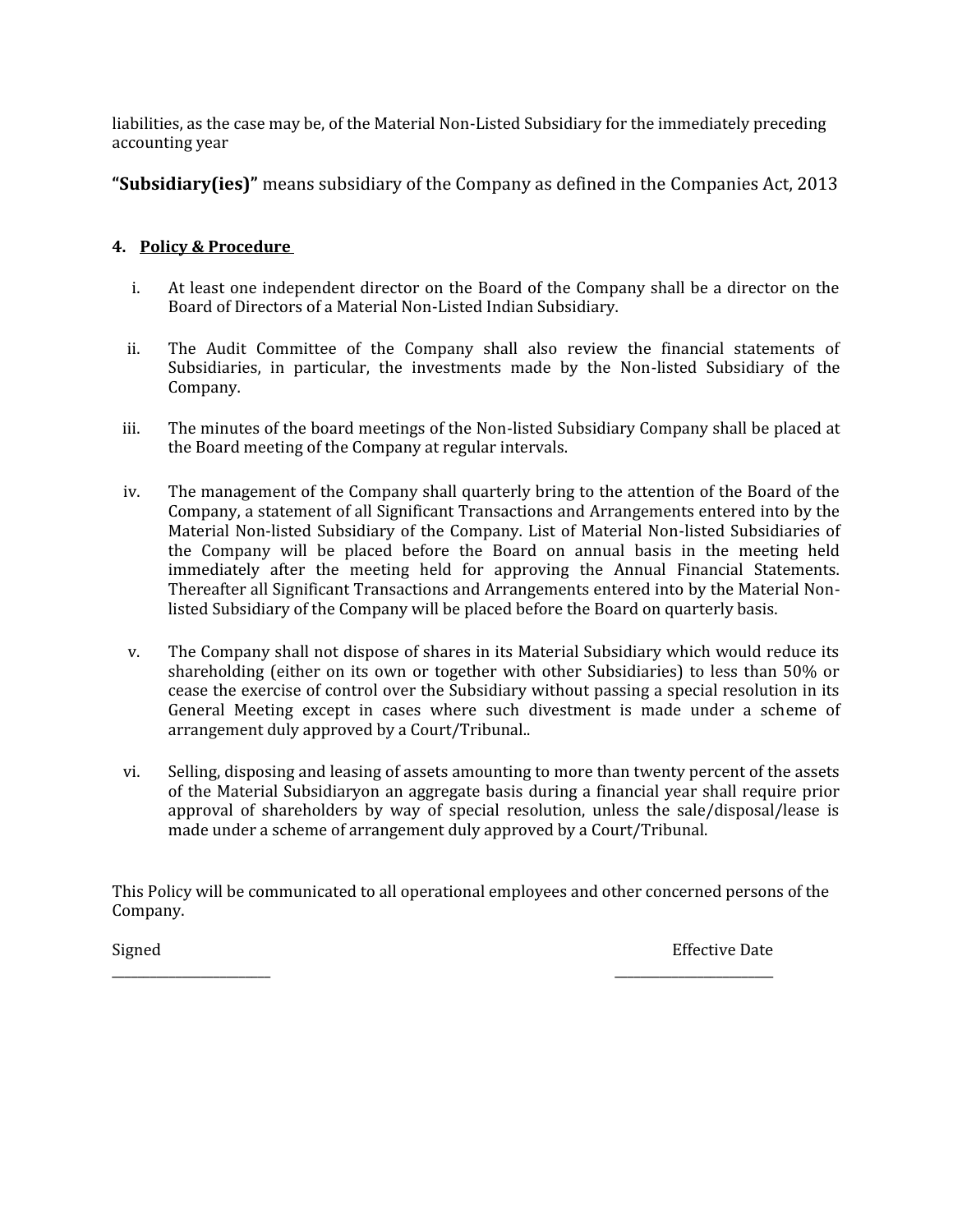liabilities, as the case may be, of the Material Non-Listed Subsidiary for the immediately preceding accounting year

**"Subsidiary(ies)"** means subsidiary of the Company as defined in the Companies Act, 2013

## 4. Policy & Procedure

i. At least one independent director on the Board of the Company shall be a director on the Board of Directors of a Material Non-Listed Indian Subsidiary.

ii. The Audit Committee of the Company shall also review the financial statements of Subsidiaries, in particular, the investments made by the Non-listed Subsidiary of the Company.

iii. The minutes of the board meetings of the Non-listed Subsidiary Company shall be placed at the Board meeting of the Company at regular intervals.

iv. The management of the Company shall quarterly bring to the attention of the Board of the Company, a statement of all Significant Transactions and Arrangements entered into by the Material Non-listed Subsidiary of the Company. List of Material Non-listed Subsidiaries of the Company will be placed before the Board on annual basis in the meeting held immediately after the meeting held for approving the Annual Financial Statements. Thereafter all Significant Transactions and Arrangements entered into by the Material Non-listed Subsidiary of the Company will be placed before the Board on quarterly basis.

v. The Company shall not dispose of shares in its Material Subsidiary which would reduce its shareholding (either on its own or together with other Subsidiaries) to less than 50% or cease the exercise of control over the Subsidiary without passing a special resolution in its General Meeting except in cases where such divestment is made under a scheme of arrangement duly approved by a Court/Tribunal..

vi. Selling, disposing and leasing of assets amounting to more than twenty percent of the assets of the Material Subsidiaryon an aggregate basis during a financial year shall require prior approval of shareholders by way of special resolution, unless the sale/disposal/lease is made under a scheme of arrangement duly approved by a Court/Tribunal.

This Policy will be communicated to all operational employees and other concerned persons of the Company.

Signed Effective Date

_______________________ _______________________